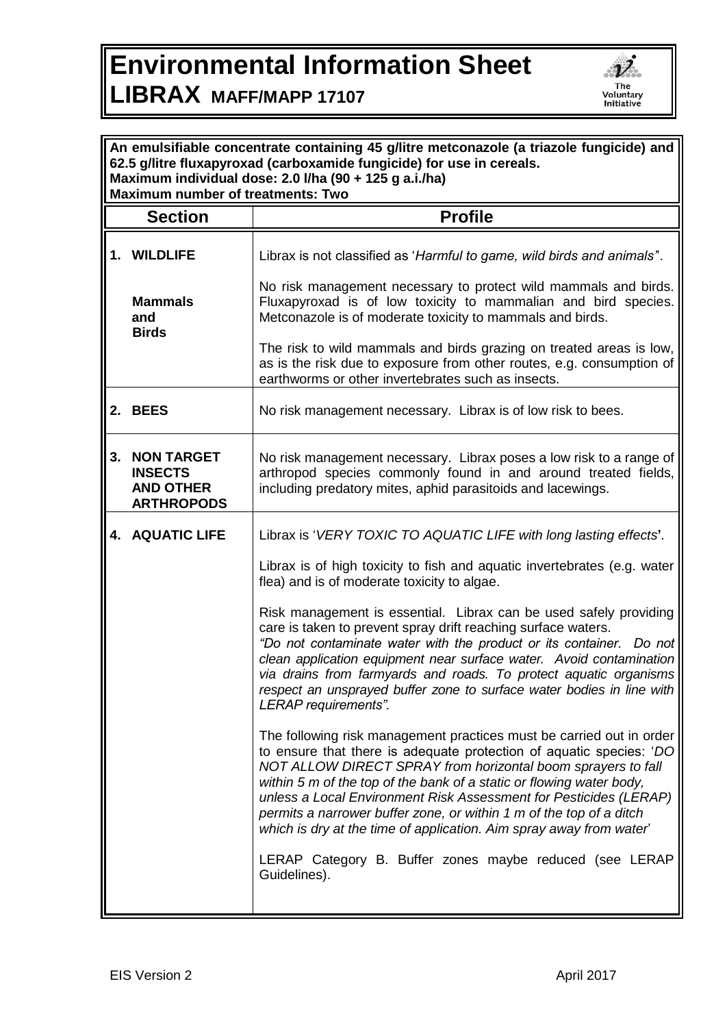# Environmental Information Sheet

## LIBRAX MAFF/MAPP 17107

**An emulsifiable concentrate containing 45 g/litre metconazole (a triazole fungicide) and 62.5 g/litre fluxapyroxad (carboxamide fungicide) for use in cereals.**
**Maximum individual dose: 2.0 l/ha (90 + 125 g a.i./ha)**
**Maximum number of treatments: Two**

| Section | Profile |
|---|---|
| **1. WILDLIFE**<br><br>**Mammals and Birds** | Librax is not classified as '*Harmful to game, wild birds and animals*'.<br><br>No risk management necessary to protect wild mammals and birds. Fluxapyroxad is of low toxicity to mammalian and bird species. Metconazole is of moderate toxicity to mammals and birds.<br><br>The risk to wild mammals and birds grazing on treated areas is low, as is the risk due to exposure from other routes, e.g. consumption of earthworms or other invertebrates such as insects. |
| **2. BEES** | No risk management necessary. Librax is of low risk to bees. |
| **3. NON TARGET INSECTS AND OTHER ARTHROPODS** | No risk management necessary. Librax poses a low risk to a range of arthropod species commonly found in and around treated fields, including predatory mites, aphid parasitoids and lacewings. |
| **4. AQUATIC LIFE** | Librax is '*VERY TOXIC TO AQUATIC LIFE with long lasting effects*'.<br><br>Librax is of high toxicity to fish and aquatic invertebrates (e.g. water flea) and is of moderate toxicity to algae.<br><br>Risk management is essential. Librax can be used safely providing care is taken to prevent spray drift reaching surface waters.<br>*"Do not contaminate water with the product or its container. Do not clean application equipment near surface water. Avoid contamination via drains from farmyards and roads. To protect aquatic organisms respect an unsprayed buffer zone to surface water bodies in line with LERAP requirements".*<br><br>The following risk management practices must be carried out in order to ensure that there is adequate protection of aquatic species: '*DO NOT ALLOW DIRECT SPRAY from horizontal boom sprayers to fall within 5 m of the top of the bank of a static or flowing water body, unless a Local Environment Risk Assessment for Pesticides (LERAP) permits a narrower buffer zone, or within 1 m of the top of a ditch which is dry at the time of application. Aim spray away from water*'<br><br>LERAP Category B. Buffer zones maybe reduced (see LERAP Guidelines). |

EIS Version 2 April 2017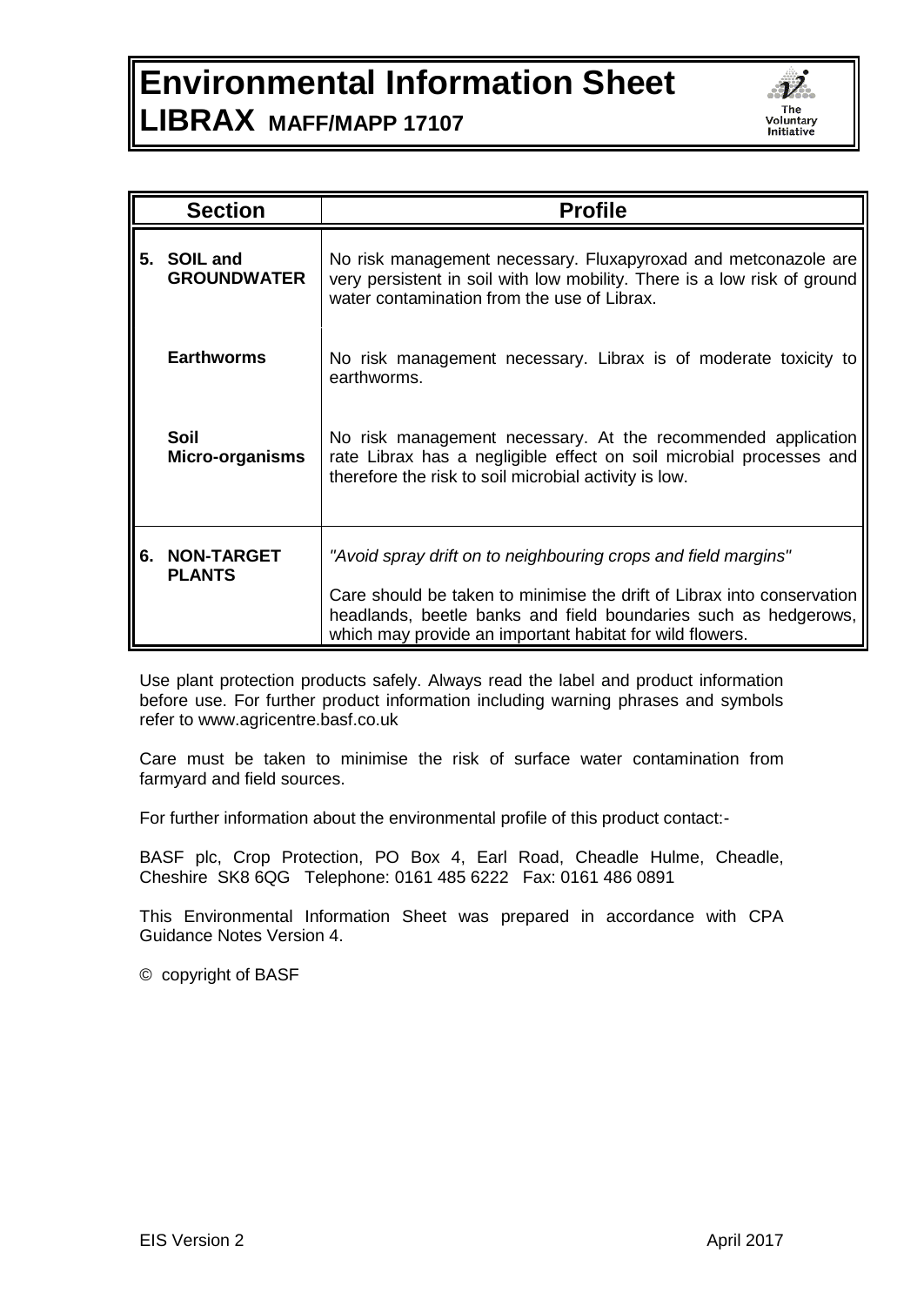# Environmental Information Sheet

## LIBRAX MAFF/MAPP 17107

| Section | Profile |
|---|---|
| **5. SOIL and GROUNDWATER** | No risk management necessary. Fluxapyroxad and metconazole are very persistent in soil with low mobility. There is a low risk of ground water contamination from the use of Librax. |
| **Earthworms** | No risk management necessary. Librax is of moderate toxicity to earthworms. |
| **Soil Micro-organisms** | No risk management necessary. At the recommended application rate Librax has a negligible effect on soil microbial processes and therefore the risk to soil microbial activity is low. |
| **6. NON-TARGET PLANTS** | *"Avoid spray drift on to neighbouring crops and field margins"*<br><br>Care should be taken to minimise the drift of Librax into conservation headlands, beetle banks and field boundaries such as hedgerows, which may provide an important habitat for wild flowers. |

Use plant protection products safely. Always read the label and product information before use. For further product information including warning phrases and symbols refer to www.agricentre.basf.co.uk

Care must be taken to minimise the risk of surface water contamination from farmyard and field sources.

For further information about the environmental profile of this product contact:-

BASF plc, Crop Protection, PO Box 4, Earl Road, Cheadle Hulme, Cheadle, Cheshire SK8 6QG Telephone: 0161 485 6222 Fax: 0161 486 0891

This Environmental Information Sheet was prepared in accordance with CPA Guidance Notes Version 4.

© copyright of BASF

EIS Version 2 April 2017